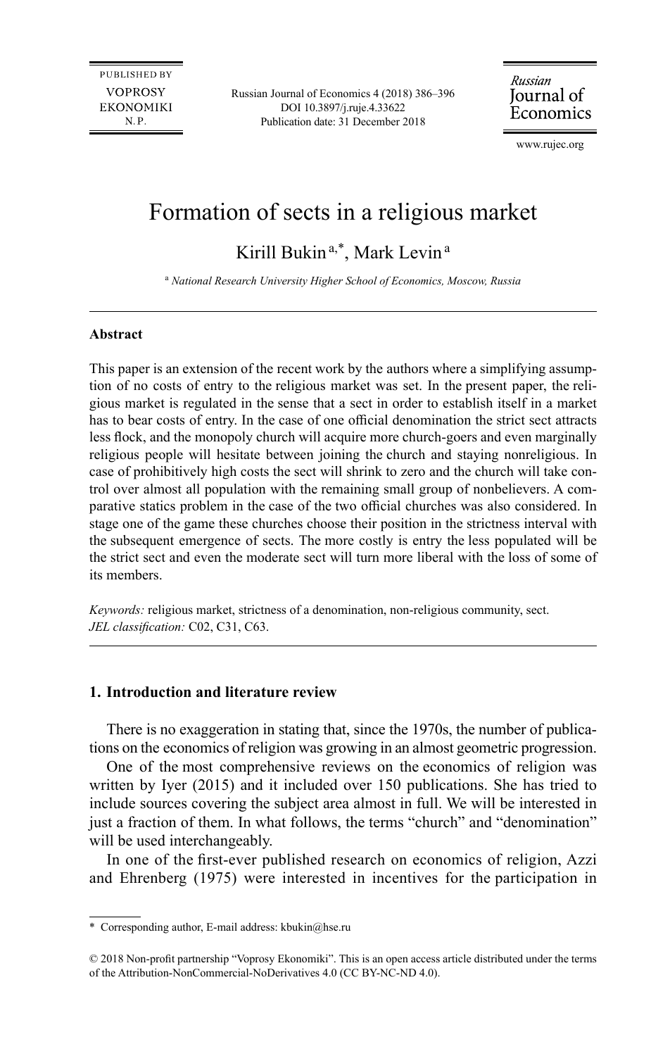# Formation of sects in a religious market

Kirill Bukin[a,*], Mark Levin[a]

[a] *National Research University Higher School of Economics, Moscow, Russia*

---

**Abstract**

This paper is an extension of the recent work by the authors where a simplifying assumption of no costs of entry to the religious market was set. In the present paper, the religious market is regulated in the sense that a sect in order to establish itself in a market has to bear costs of entry. In the case of one official denomination the strict sect attracts less flock, and the monopoly church will acquire more church-goers and even marginally religious people will hesitate between joining the church and staying nonreligious. In case of prohibitively high costs the sect will shrink to zero and the church will take control over almost all population with the remaining small group of nonbelievers. A comparative statics problem in the case of the two official churches was also considered. In stage one of the game these churches choose their position in the strictness interval with the subsequent emergence of sects. The more costly is entry the less populated will be the strict sect and even the moderate sect will turn more liberal with the loss of some of its members.

*Keywords:* religious market, strictness of a denomination, non-religious community, sect.
*JEL classification:* C02, C31, C63.

---

## 1. Introduction and literature review

There is no exaggeration in stating that, since the 1970s, the number of publications on the economics of religion was growing in an almost geometric progression.

One of the most comprehensive reviews on the economics of religion was written by Iyer (2015) and it included over 150 publications. She has tried to include sources covering the subject area almost in full. We will be interested in just a fraction of them. In what follows, the terms "church" and "denomination" will be used interchangeably.

In one of the first-ever published research on economics of religion, Azzi and Ehrenberg (1975) were interested in incentives for the participation in

---

\* Corresponding author, E-mail address: kbukin@hse.ru

© 2018 Non-profit partnership "Voprosy Ekonomiki". This is an open access article distributed under the terms of the Attribution-NonCommercial-NoDerivatives 4.0 (CC BY-NC-ND 4.0).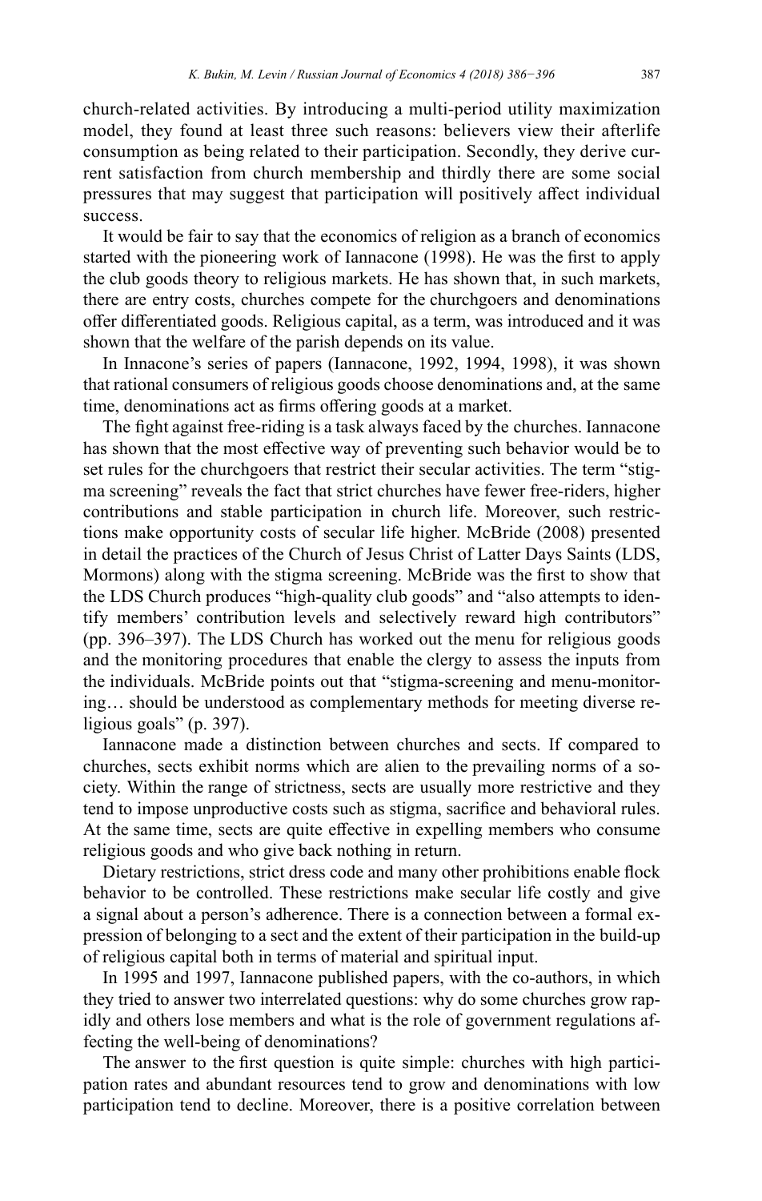church-related activities. By introducing a multi-period utility maximization model, they found at least three such reasons: believers view their afterlife consumption as being related to their participation. Secondly, they derive current satisfaction from church membership and thirdly there are some social pressures that may suggest that participation will positively affect individual success.

It would be fair to say that the economics of religion as a branch of economics started with the pioneering work of Iannacone (1998). He was the first to apply the club goods theory to religious markets. He has shown that, in such markets, there are entry costs, churches compete for the churchgoers and denominations offer differentiated goods. Religious capital, as a term, was introduced and it was shown that the welfare of the parish depends on its value.

In Innacone's series of papers (Iannacone, 1992, 1994, 1998), it was shown that rational consumers of religious goods choose denominations and, at the same time, denominations act as firms offering goods at a market.

The fight against free-riding is a task always faced by the churches. Iannacone has shown that the most effective way of preventing such behavior would be to set rules for the churchgoers that restrict their secular activities. The term "stigma screening" reveals the fact that strict churches have fewer free-riders, higher contributions and stable participation in church life. Moreover, such restrictions make opportunity costs of secular life higher. McBride (2008) presented in detail the practices of the Church of Jesus Christ of Latter Days Saints (LDS, Mormons) along with the stigma screening. McBride was the first to show that the LDS Church produces "high-quality club goods" and "also attempts to identify members' contribution levels and selectively reward high contributors" (pp. 396–397). The LDS Church has worked out the menu for religious goods and the monitoring procedures that enable the clergy to assess the inputs from the individuals. McBride points out that "stigma-screening and menu-monitoring… should be understood as complementary methods for meeting diverse religious goals" (p. 397).

Iannacone made a distinction between churches and sects. If compared to churches, sects exhibit norms which are alien to the prevailing norms of a society. Within the range of strictness, sects are usually more restrictive and they tend to impose unproductive costs such as stigma, sacrifice and behavioral rules. At the same time, sects are quite effective in expelling members who consume religious goods and who give back nothing in return.

Dietary restrictions, strict dress code and many other prohibitions enable flock behavior to be controlled. These restrictions make secular life costly and give a signal about a person's adherence. There is a connection between a formal expression of belonging to a sect and the extent of their participation in the build-up of religious capital both in terms of material and spiritual input.

In 1995 and 1997, Iannacone published papers, with the co-authors, in which they tried to answer two interrelated questions: why do some churches grow rapidly and others lose members and what is the role of government regulations affecting the well-being of denominations?

The answer to the first question is quite simple: churches with high participation rates and abundant resources tend to grow and denominations with low participation tend to decline. Moreover, there is a positive correlation between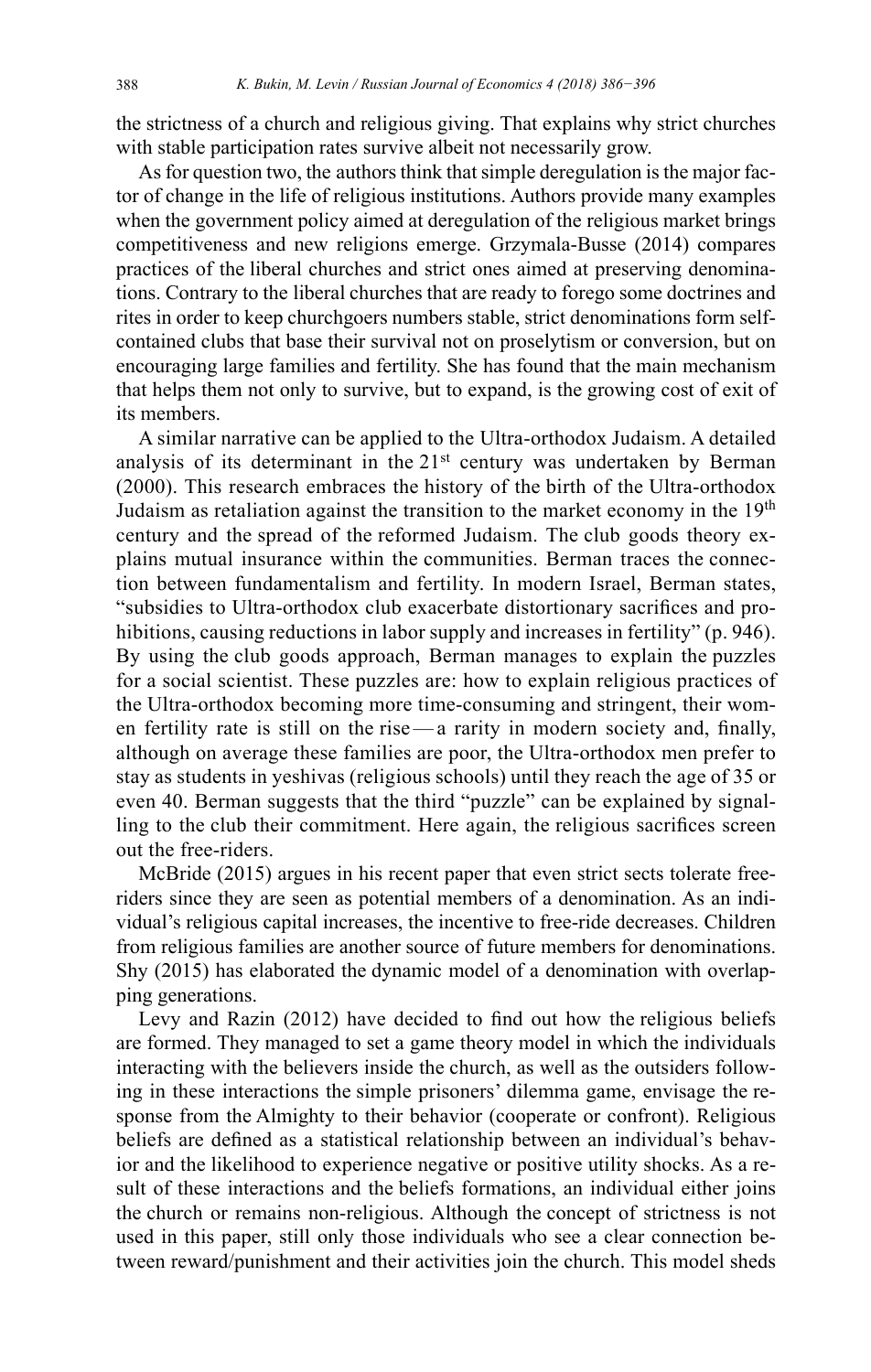the strictness of a church and religious giving. That explains why strict churches with stable participation rates survive albeit not necessarily grow.

As for question two, the authors think that simple deregulation is the major factor of change in the life of religious institutions. Authors provide many examples when the government policy aimed at deregulation of the religious market brings competitiveness and new religions emerge. Grzymala-Busse (2014) compares practices of the liberal churches and strict ones aimed at preserving denominations. Contrary to the liberal churches that are ready to forego some doctrines and rites in order to keep churchgoers numbers stable, strict denominations form self-contained clubs that base their survival not on proselytism or conversion, but on encouraging large families and fertility. She has found that the main mechanism that helps them not only to survive, but to expand, is the growing cost of exit of its members.

A similar narrative can be applied to the Ultra-orthodox Judaism. A detailed analysis of its determinant in the 21st century was undertaken by Berman (2000). This research embraces the history of the birth of the Ultra-orthodox Judaism as retaliation against the transition to the market economy in the 19th century and the spread of the reformed Judaism. The club goods theory explains mutual insurance within the communities. Berman traces the connection between fundamentalism and fertility. In modern Israel, Berman states, "subsidies to Ultra-orthodox club exacerbate distortionary sacrifices and prohibitions, causing reductions in labor supply and increases in fertility" (p. 946). By using the club goods approach, Berman manages to explain the puzzles for a social scientist. These puzzles are: how to explain religious practices of the Ultra-orthodox becoming more time-consuming and stringent, their women fertility rate is still on the rise — a rarity in modern society and, finally, although on average these families are poor, the Ultra-orthodox men prefer to stay as students in yeshivas (religious schools) until they reach the age of 35 or even 40. Berman suggests that the third "puzzle" can be explained by signalling to the club their commitment. Here again, the religious sacrifices screen out the free-riders.

McBride (2015) argues in his recent paper that even strict sects tolerate free-riders since they are seen as potential members of a denomination. As an individual's religious capital increases, the incentive to free-ride decreases. Children from religious families are another source of future members for denominations. Shy (2015) has elaborated the dynamic model of a denomination with overlapping generations.

Levy and Razin (2012) have decided to find out how the religious beliefs are formed. They managed to set a game theory model in which the individuals interacting with the believers inside the church, as well as the outsiders following in these interactions the simple prisoners' dilemma game, envisage the response from the Almighty to their behavior (cooperate or confront). Religious beliefs are defined as a statistical relationship between an individual's behavior and the likelihood to experience negative or positive utility shocks. As a result of these interactions and the beliefs formations, an individual either joins the church or remains non-religious. Although the concept of strictness is not used in this paper, still only those individuals who see a clear connection between reward/punishment and their activities join the church. This model sheds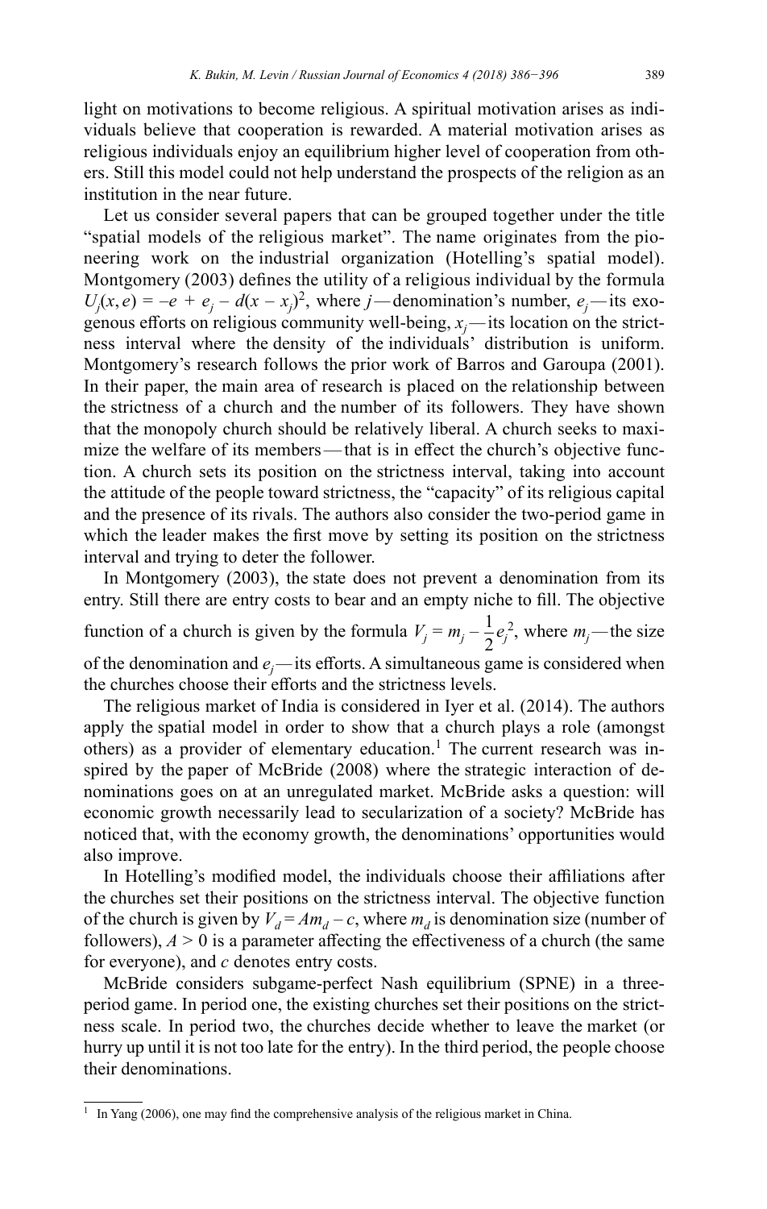light on motivations to become religious. A spiritual motivation arises as individuals believe that cooperation is rewarded. A material motivation arises as religious individuals enjoy an equilibrium higher level of cooperation from others. Still this model could not help understand the prospects of the religion as an institution in the near future.

Let us consider several papers that can be grouped together under the title "spatial models of the religious market". The name originates from the pioneering work on the industrial organization (Hotelling's spatial model). Montgomery (2003) defines the utility of a religious individual by the formula $U_j(x, e) = -e + e_j - d(x - x_j)^2$, where $j$—denomination's number, $e_j$—its exogenous efforts on religious community well-being, $x_j$—its location on the strictness interval where the density of the individuals' distribution is uniform. Montgomery's research follows the prior work of Barros and Garoupa (2001). In their paper, the main area of research is placed on the relationship between the strictness of a church and the number of its followers. They have shown that the monopoly church should be relatively liberal. A church seeks to maximize the welfare of its members—that is in effect the church's objective function. A church sets its position on the strictness interval, taking into account the attitude of the people toward strictness, the "capacity" of its religious capital and the presence of its rivals. The authors also consider the two-period game in which the leader makes the first move by setting its position on the strictness interval and trying to deter the follower.

In Montgomery (2003), the state does not prevent a denomination from its entry. Still there are entry costs to bear and an empty niche to fill. The objective function of a church is given by the formula $V_j = m_j - \frac{1}{2}e_j^2$, where $m_j$—the size of the denomination and $e_j$—its efforts. A simultaneous game is considered when the churches choose their efforts and the strictness levels.

The religious market of India is considered in Iyer et al. (2014). The authors apply the spatial model in order to show that a church plays a role (amongst others) as a provider of elementary education.[1] The current research was inspired by the paper of McBride (2008) where the strategic interaction of denominations goes on at an unregulated market. McBride asks a question: will economic growth necessarily lead to secularization of a society? McBride has noticed that, with the economy growth, the denominations' opportunities would also improve.

In Hotelling's modified model, the individuals choose their affiliations after the churches set their positions on the strictness interval. The objective function of the church is given by $V_d = Am_d - c$, where $m_d$ is denomination size (number of followers), $A > 0$ is a parameter affecting the effectiveness of a church (the same for everyone), and $c$ denotes entry costs.

McBride considers subgame-perfect Nash equilibrium (SPNE) in a three-period game. In period one, the existing churches set their positions on the strictness scale. In period two, the churches decide whether to leave the market (or hurry up until it is not too late for the entry). In the third period, the people choose their denominations.

[1] In Yang (2006), one may find the comprehensive analysis of the religious market in China.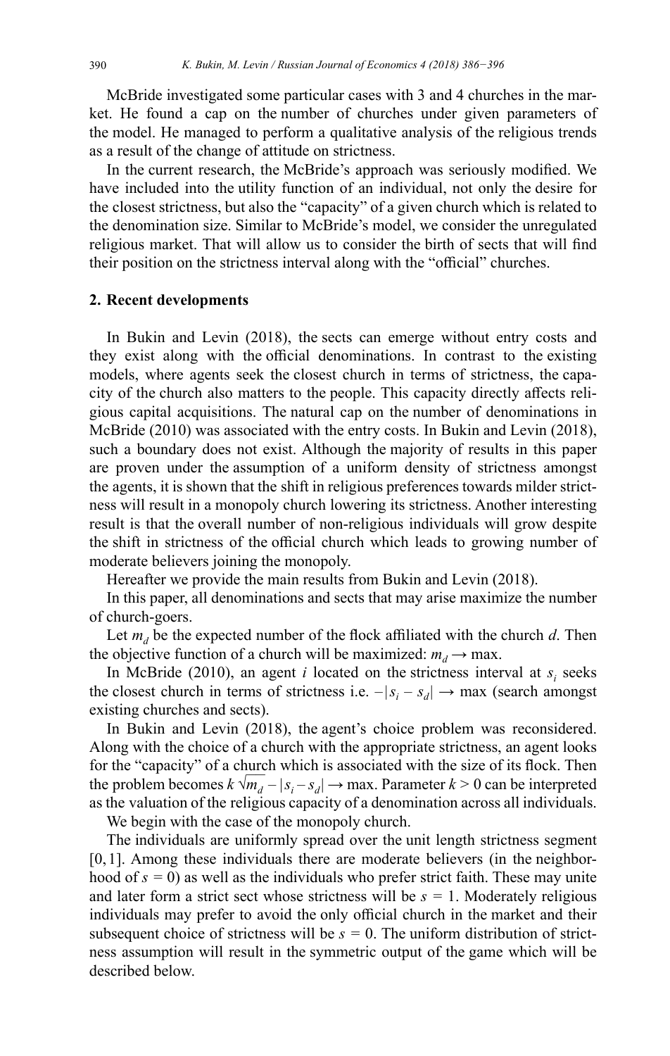McBride investigated some particular cases with 3 and 4 churches in the market. He found a cap on the number of churches under given parameters of the model. He managed to perform a qualitative analysis of the religious trends as a result of the change of attitude on strictness.

In the current research, the McBride's approach was seriously modified. We have included into the utility function of an individual, not only the desire for the closest strictness, but also the "capacity" of a given church which is related to the denomination size. Similar to McBride's model, we consider the unregulated religious market. That will allow us to consider the birth of sects that will find their position on the strictness interval along with the "official" churches.

## 2. Recent developments

In Bukin and Levin (2018), the sects can emerge without entry costs and they exist along with the official denominations. In contrast to the existing models, where agents seek the closest church in terms of strictness, the capacity of the church also matters to the people. This capacity directly affects religious capital acquisitions. The natural cap on the number of denominations in McBride (2010) was associated with the entry costs. In Bukin and Levin (2018), such a boundary does not exist. Although the majority of results in this paper are proven under the assumption of a uniform density of strictness amongst the agents, it is shown that the shift in religious preferences towards milder strictness will result in a monopoly church lowering its strictness. Another interesting result is that the overall number of non-religious individuals will grow despite the shift in strictness of the official church which leads to growing number of moderate believers joining the monopoly.

Hereafter we provide the main results from Bukin and Levin (2018).

In this paper, all denominations and sects that may arise maximize the number of church-goers.

Let $m_d$ be the expected number of the flock affiliated with the church $d$. Then the objective function of a church will be maximized: $m_d \rightarrow \max$.

In McBride (2010), an agent $i$ located on the strictness interval at $s_i$ seeks the closest church in terms of strictness i.e. $-|s_i - s_d| \rightarrow \max$ (search amongst existing churches and sects).

In Bukin and Levin (2018), the agent's choice problem was reconsidered. Along with the choice of a church with the appropriate strictness, an agent looks for the "capacity" of a church which is associated with the size of its flock. Then the problem becomes $k\sqrt{m_d} - |s_i - s_d| \rightarrow \max$. Parameter $k > 0$ can be interpreted as the valuation of the religious capacity of a denomination across all individuals.

We begin with the case of the monopoly church.

The individuals are uniformly spread over the unit length strictness segment $[0, 1]$. Among these individuals there are moderate believers (in the neighborhood of $s = 0$) as well as the individuals who prefer strict faith. These may unite and later form a strict sect whose strictness will be $s = 1$. Moderately religious individuals may prefer to avoid the only official church in the market and their subsequent choice of strictness will be $s = 0$. The uniform distribution of strictness assumption will result in the symmetric output of the game which will be described below.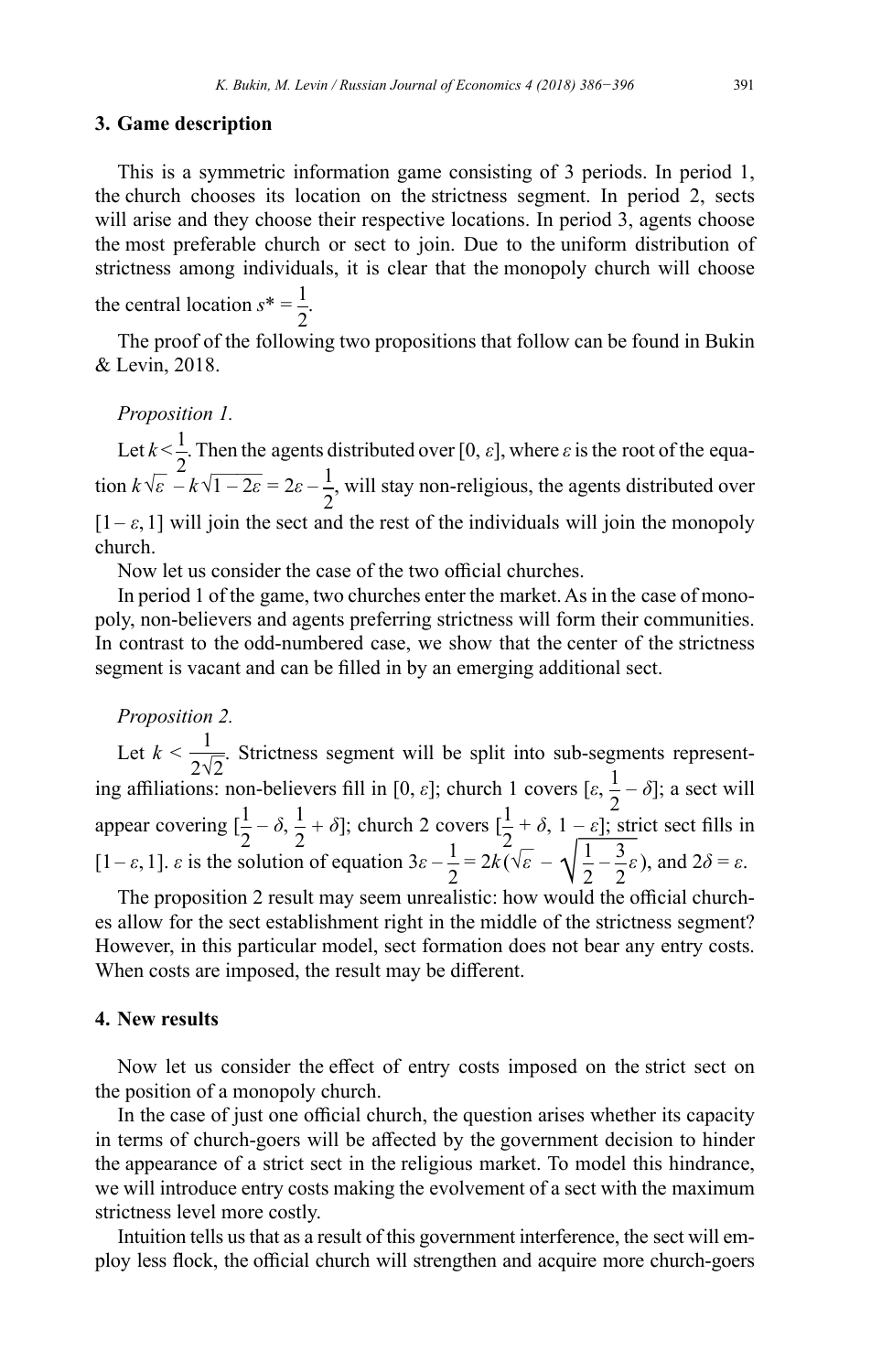## 3. Game description

This is a symmetric information game consisting of 3 periods. In period 1, the church chooses its location on the strictness segment. In period 2, sects will arise and they choose their respective locations. In period 3, agents choose the most preferable church or sect to join. Due to the uniform distribution of strictness among individuals, it is clear that the monopoly church will choose the central location $s^* = \frac{1}{2}$.

The proof of the following two propositions that follow can be found in Bukin & Levin, 2018.

*Proposition 1.*

Let $k < \frac{1}{2}$. Then the agents distributed over $[0, \varepsilon]$, where $\varepsilon$ is the root of the equation $k\sqrt{\varepsilon} - k\sqrt{1-2\varepsilon} = 2\varepsilon - \frac{1}{2}$, will stay non-religious, the agents distributed over $[1-\varepsilon, 1]$ will join the sect and the rest of the individuals will join the monopoly church.

Now let us consider the case of the two official churches.

In period 1 of the game, two churches enter the market. As in the case of monopoly, non-believers and agents preferring strictness will form their communities. In contrast to the odd-numbered case, we show that the center of the strictness segment is vacant and can be filled in by an emerging additional sect.

*Proposition 2.*

Let $k < \frac{1}{2\sqrt{2}}$. Strictness segment will be split into sub-segments representing affiliations: non-believers fill in $[0, \varepsilon]$; church 1 covers $[\varepsilon, \frac{1}{2} - \delta]$; a sect will appear covering $[\frac{1}{2} - \delta, \frac{1}{2} + \delta]$; church 2 covers $[\frac{1}{2} + \delta, 1 - \varepsilon]$; strict sect fills in $[1-\varepsilon, 1]$. $\varepsilon$ is the solution of equation $3\varepsilon - \frac{1}{2} = 2k(\sqrt{\varepsilon} - \sqrt{\frac{1}{2} - \frac{3}{2}\varepsilon})$, and $2\delta = \varepsilon$.

The proposition 2 result may seem unrealistic: how would the official churches allow for the sect establishment right in the middle of the strictness segment? However, in this particular model, sect formation does not bear any entry costs. When costs are imposed, the result may be different.

## 4. New results

Now let us consider the effect of entry costs imposed on the strict sect on the position of a monopoly church.

In the case of just one official church, the question arises whether its capacity in terms of church-goers will be affected by the government decision to hinder the appearance of a strict sect in the religious market. To model this hindrance, we will introduce entry costs making the evolvement of a sect with the maximum strictness level more costly.

Intuition tells us that as a result of this government interference, the sect will employ less flock, the official church will strengthen and acquire more church-goers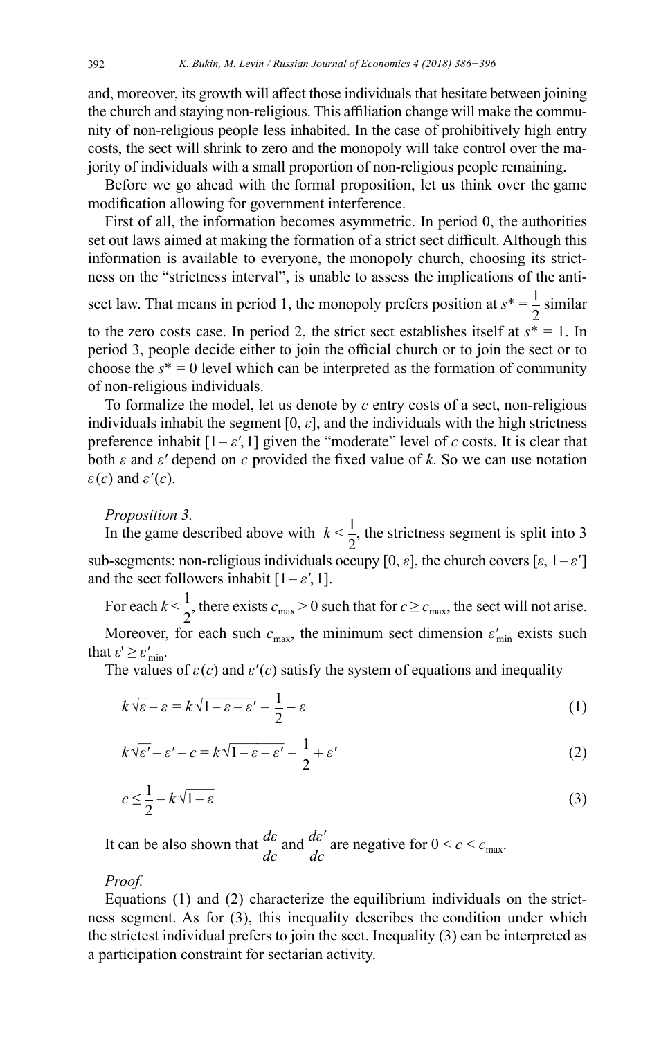and, moreover, its growth will affect those individuals that hesitate between joining the church and staying non-religious. This affiliation change will make the community of non-religious people less inhabited. In the case of prohibitively high entry costs, the sect will shrink to zero and the monopoly will take control over the majority of individuals with a small proportion of non-religious people remaining.

Before we go ahead with the formal proposition, let us think over the game modification allowing for government interference.

First of all, the information becomes asymmetric. In period 0, the authorities set out laws aimed at making the formation of a strict sect difficult. Although this information is available to everyone, the monopoly church, choosing its strictness on the "strictness interval", is unable to assess the implications of the anti-sect law. That means in period 1, the monopoly prefers position at $s^* = \frac{1}{2}$ similar to the zero costs case. In period 2, the strict sect establishes itself at $s^* = 1$. In period 3, people decide either to join the official church or to join the sect or to choose the $s^* = 0$ level which can be interpreted as the formation of community of non-religious individuals.

To formalize the model, let us denote by $c$ entry costs of a sect, non-religious individuals inhabit the segment $[0, \varepsilon]$, and the individuals with the high strictness preference inhabit $[1 - \varepsilon', 1]$ given the "moderate" level of $c$ costs. It is clear that both $\varepsilon$ and $\varepsilon'$ depend on $c$ provided the fixed value of $k$. So we can use notation $\varepsilon(c)$ and $\varepsilon'(c)$.

*Proposition 3.*

In the game described above with $k < \frac{1}{2}$, the strictness segment is split into 3 sub-segments: non-religious individuals occupy $[0, \varepsilon]$, the church covers $[\varepsilon, 1 - \varepsilon']$ and the sect followers inhabit $[1 - \varepsilon', 1]$.

For each $k < \frac{1}{2}$, there exists $c_{\max} > 0$ such that for $c \geq c_{\max}$, the sect will not arise.

Moreover, for each such $c_{\max}$, the minimum sect dimension $\varepsilon'_{\min}$ exists such that $\varepsilon' \geq \varepsilon'_{\min}$.

The values of $\varepsilon(c)$ and $\varepsilon'(c)$ satisfy the system of equations and inequality

$$k\sqrt{\varepsilon} - \varepsilon = k\sqrt{1 - \varepsilon - \varepsilon'} - \frac{1}{2} + \varepsilon \tag{1}$$

$$k\sqrt{\varepsilon'} - \varepsilon' - c = k\sqrt{1 - \varepsilon - \varepsilon'} - \frac{1}{2} + \varepsilon' \tag{2}$$

$$c \leq \frac{1}{2} - k\sqrt{1 - \varepsilon} \tag{3}$$

It can be also shown that $\frac{d\varepsilon}{dc}$ and $\frac{d\varepsilon'}{dc}$ are negative for $0 < c < c_{\max}$.

*Proof.*

Equations (1) and (2) characterize the equilibrium individuals on the strictness segment. As for (3), this inequality describes the condition under which the strictest individual prefers to join the sect. Inequality (3) can be interpreted as a participation constraint for sectarian activity.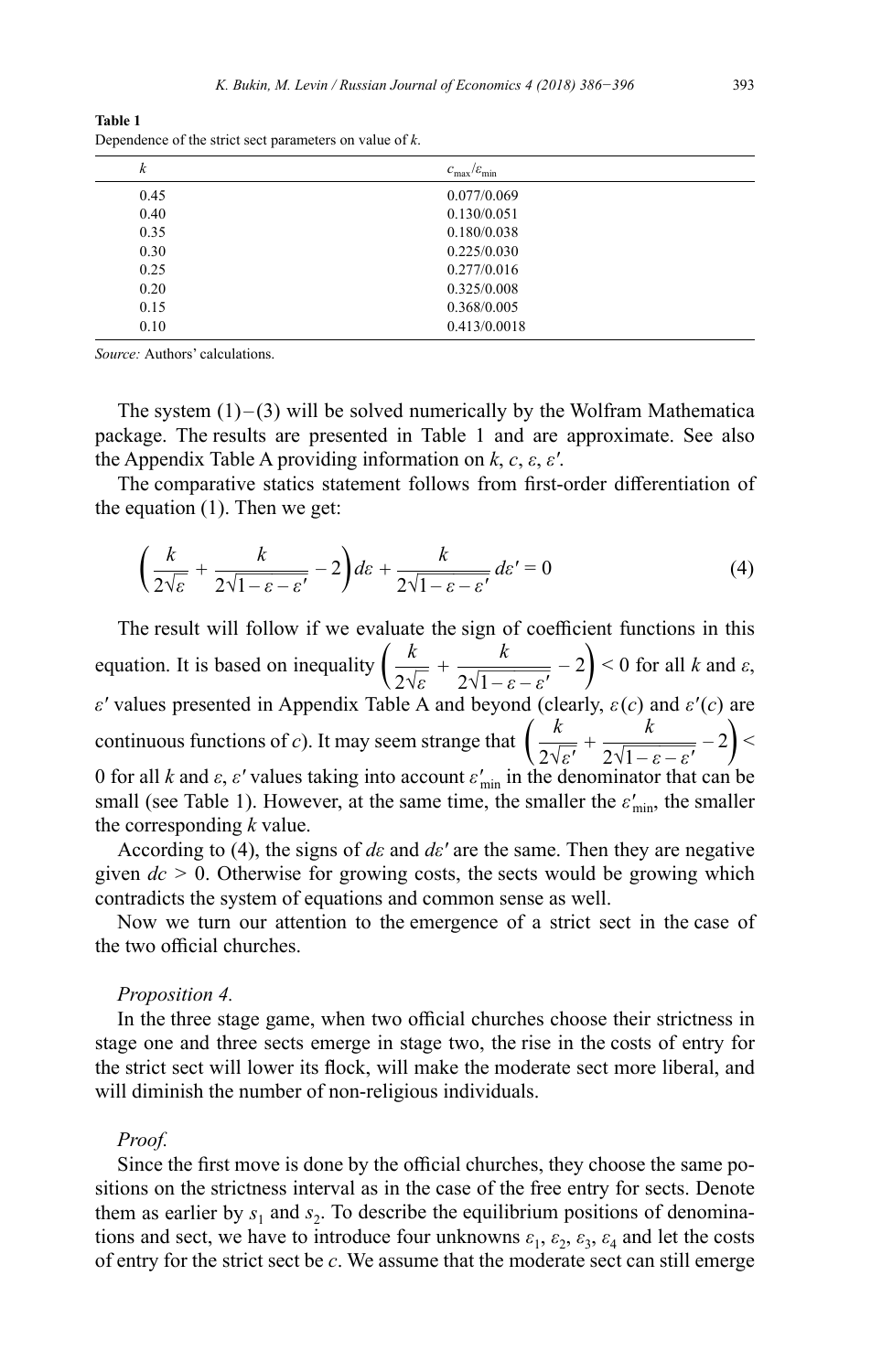**Table 1**
Dependence of the strict sect parameters on value of $k$.

| $k$ | $c_{max}/\varepsilon_{min}$ |
|---|---|
| 0.45 | 0.077/0.069 |
| 0.40 | 0.130/0.051 |
| 0.35 | 0.180/0.038 |
| 0.30 | 0.225/0.030 |
| 0.25 | 0.277/0.016 |
| 0.20 | 0.325/0.008 |
| 0.15 | 0.368/0.005 |
| 0.10 | 0.413/0.0018 |

*Source:* Authors' calculations.

The system (1)–(3) will be solved numerically by the Wolfram Mathematica package. The results are presented in Table 1 and are approximate. See also the Appendix Table A providing information on $k$, $c$, $\varepsilon$, $\varepsilon'$.

The comparative statics statement follows from first-order differentiation of the equation (1). Then we get:

$$\left(\frac{k}{2\sqrt{\varepsilon}} + \frac{k}{2\sqrt{1-\varepsilon-\varepsilon'}} - 2\right)d\varepsilon + \frac{k}{2\sqrt{1-\varepsilon-\varepsilon'}}\,d\varepsilon' = 0 \tag{4}$$

The result will follow if we evaluate the sign of coefficient functions in this equation. It is based on inequality $\left(\frac{k}{2\sqrt{\varepsilon}} + \frac{k}{2\sqrt{1-\varepsilon-\varepsilon'}} - 2\right) < 0$ for all $k$ and $\varepsilon$, $\varepsilon'$ values presented in Appendix Table A and beyond (clearly, $\varepsilon(c)$ and $\varepsilon'(c)$ are continuous functions of $c$). It may seem strange that $\left(\frac{k}{2\sqrt{\varepsilon'}} + \frac{k}{2\sqrt{1-\varepsilon-\varepsilon'}} - 2\right) <$ 0 for all $k$ and $\varepsilon$, $\varepsilon'$ values taking into account $\varepsilon'_{min}$ in the denominator that can be small (see Table 1). However, at the same time, the smaller the $\varepsilon'_{min}$, the smaller the corresponding $k$ value.

According to (4), the signs of $d\varepsilon$ and $d\varepsilon'$ are the same. Then they are negative given $dc > 0$. Otherwise for growing costs, the sects would be growing which contradicts the system of equations and common sense as well.

Now we turn our attention to the emergence of a strict sect in the case of the two official churches.

*Proposition 4.*

In the three stage game, when two official churches choose their strictness in stage one and three sects emerge in stage two, the rise in the costs of entry for the strict sect will lower its flock, will make the moderate sect more liberal, and will diminish the number of non-religious individuals.

*Proof.*

Since the first move is done by the official churches, they choose the same positions on the strictness interval as in the case of the free entry for sects. Denote them as earlier by $s_1$ and $s_2$. To describe the equilibrium positions of denominations and sect, we have to introduce four unknowns $\varepsilon_1$, $\varepsilon_2$, $\varepsilon_3$, $\varepsilon_4$ and let the costs of entry for the strict sect be $c$. We assume that the moderate sect can still emerge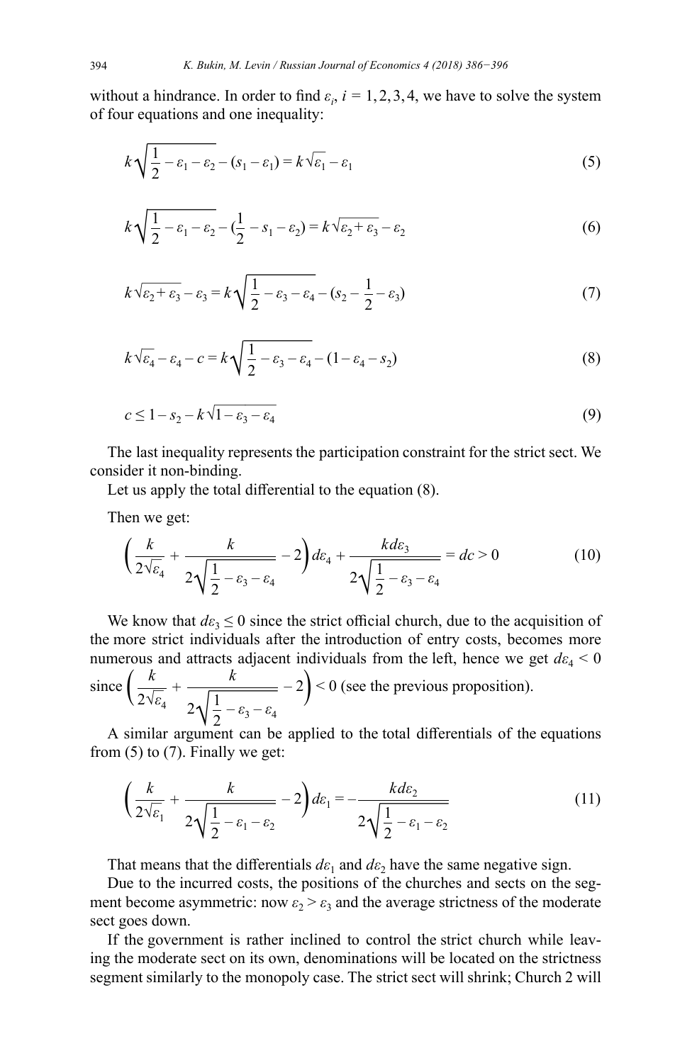without a hindrance. In order to find $\varepsilon_i$, $i = 1, 2, 3, 4$, we have to solve the system of four equations and one inequality:

$$k\sqrt{\frac{1}{2} - \varepsilon_1 - \varepsilon_2} - (s_1 - \varepsilon_1) = k\sqrt{\varepsilon_1} - \varepsilon_1 \tag{5}$$

$$k\sqrt{\frac{1}{2} - \varepsilon_1 - \varepsilon_2} - (\frac{1}{2} - s_1 - \varepsilon_2) = k\sqrt{\varepsilon_2 + \varepsilon_3} - \varepsilon_2 \tag{6}$$

$$k\sqrt{\varepsilon_2 + \varepsilon_3} - \varepsilon_3 = k\sqrt{\frac{1}{2} - \varepsilon_3 - \varepsilon_4} - (s_2 - \frac{1}{2} - \varepsilon_3) \tag{7}$$

$$k\sqrt{\varepsilon_4} - \varepsilon_4 - c = k\sqrt{\frac{1}{2} - \varepsilon_3 - \varepsilon_4} - (1 - \varepsilon_4 - s_2) \tag{8}$$

$$c \leq 1 - s_2 - k\sqrt{1 - \varepsilon_3 - \varepsilon_4} \tag{9}$$

The last inequality represents the participation constraint for the strict sect. We consider it non-binding.

Let us apply the total differential to the equation (8).

Then we get:

$$\left(\frac{k}{2\sqrt{\varepsilon_4}} + \frac{k}{2\sqrt{\frac{1}{2} - \varepsilon_3 - \varepsilon_4}} - 2\right)d\varepsilon_4 + \frac{k d\varepsilon_3}{2\sqrt{\frac{1}{2} - \varepsilon_3 - \varepsilon_4}} = dc > 0 \tag{10}$$

We know that $d\varepsilon_3 \leq 0$ since the strict official church, due to the acquisition of the more strict individuals after the introduction of entry costs, becomes more numerous and attracts adjacent individuals from the left, hence we get $d\varepsilon_4 < 0$ since $\left(\frac{k}{2\sqrt{\varepsilon_4}} + \frac{k}{2\sqrt{\frac{1}{2} - \varepsilon_3 - \varepsilon_4}} - 2\right) < 0$ (see the previous proposition).

A similar argument can be applied to the total differentials of the equations from (5) to (7). Finally we get:

$$\left(\frac{k}{2\sqrt{\varepsilon_1}} + \frac{k}{2\sqrt{\frac{1}{2} - \varepsilon_1 - \varepsilon_2}} - 2\right)d\varepsilon_1 = -\frac{k d\varepsilon_2}{2\sqrt{\frac{1}{2} - \varepsilon_1 - \varepsilon_2}} \tag{11}$$

That means that the differentials $d\varepsilon_1$ and $d\varepsilon_2$ have the same negative sign.

Due to the incurred costs, the positions of the churches and sects on the segment become asymmetric: now $\varepsilon_2 > \varepsilon_3$ and the average strictness of the moderate sect goes down.

If the government is rather inclined to control the strict church while leaving the moderate sect on its own, denominations will be located on the strictness segment similarly to the monopoly case. The strict sect will shrink; Church 2 will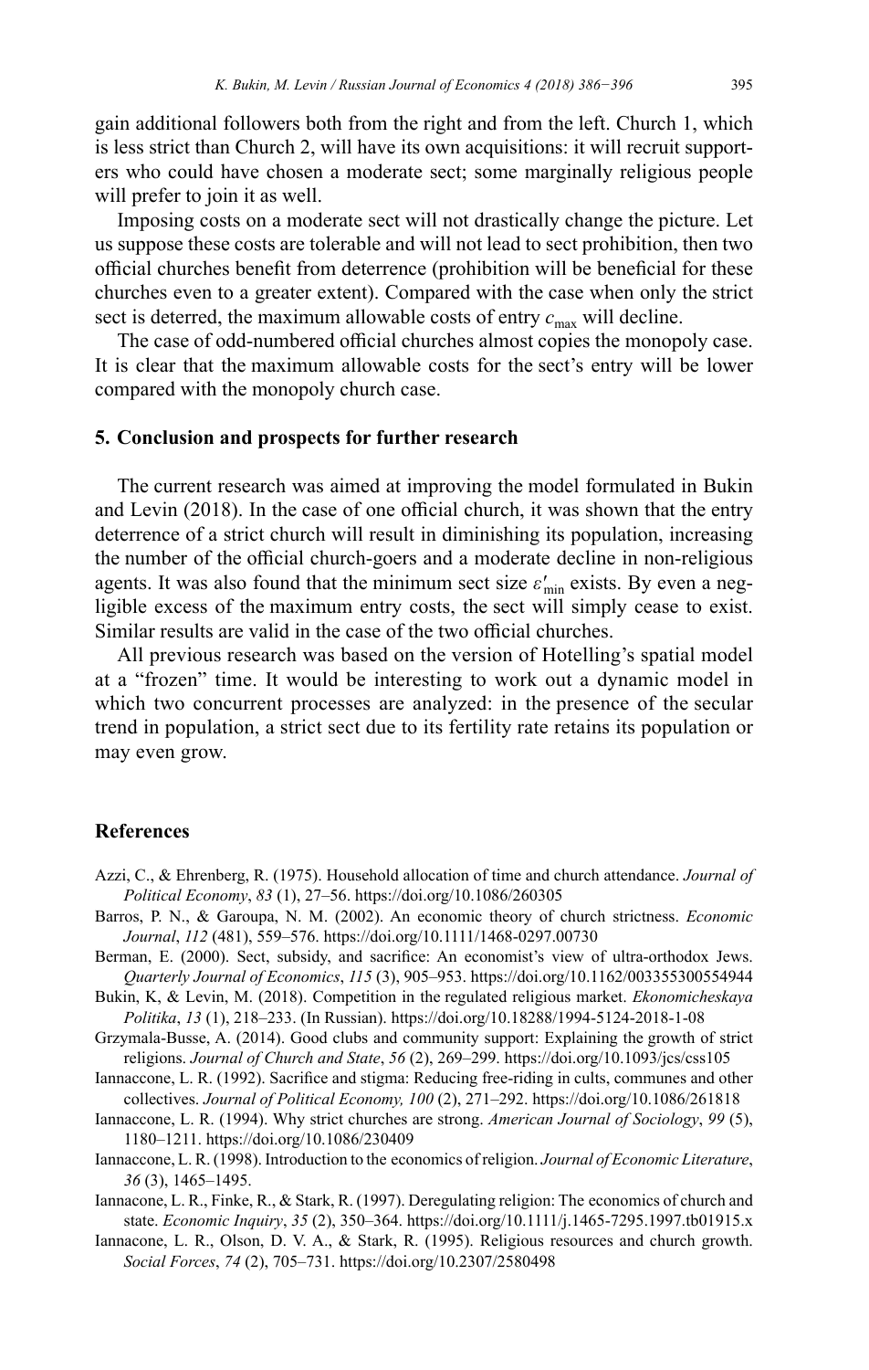gain additional followers both from the right and from the left. Church 1, which is less strict than Church 2, will have its own acquisitions: it will recruit supporters who could have chosen a moderate sect; some marginally religious people will prefer to join it as well.

Imposing costs on a moderate sect will not drastically change the picture. Let us suppose these costs are tolerable and will not lead to sect prohibition, then two official churches benefit from deterrence (prohibition will be beneficial for these churches even to a greater extent). Compared with the case when only the strict sect is deterred, the maximum allowable costs of entry $c_{\max}$ will decline.

The case of odd-numbered official churches almost copies the monopoly case. It is clear that the maximum allowable costs for the sect's entry will be lower compared with the monopoly church case.

## 5. Conclusion and prospects for further research

The current research was aimed at improving the model formulated in Bukin and Levin (2018). In the case of one official church, it was shown that the entry deterrence of a strict church will result in diminishing its population, increasing the number of the official church-goers and a moderate decline in non-religious agents. It was also found that the minimum sect size $\varepsilon'_{\min}$ exists. By even a negligible excess of the maximum entry costs, the sect will simply cease to exist. Similar results are valid in the case of the two official churches.

All previous research was based on the version of Hotelling's spatial model at a "frozen" time. It would be interesting to work out a dynamic model in which two concurrent processes are analyzed: in the presence of the secular trend in population, a strict sect due to its fertility rate retains its population or may even grow.

## References

Azzi, C., & Ehrenberg, R. (1975). Household allocation of time and church attendance. *Journal of Political Economy*, *83* (1), 27–56. https://doi.org/10.1086/260305

Barros, P. N., & Garoupa, N. M. (2002). An economic theory of church strictness. *Economic Journal*, *112* (481), 559–576. https://doi.org/10.1111/1468-0297.00730

Berman, E. (2000). Sect, subsidy, and sacrifice: An economist's view of ultra-orthodox Jews. *Quarterly Journal of Economics*, *115* (3), 905–953. https://doi.org/10.1162/003355300554944

Bukin, K, & Levin, M. (2018). Competition in the regulated religious market. *Ekonomicheskaya Politika*, *13* (1), 218–233. (In Russian). https://doi.org/10.18288/1994-5124-2018-1-08

Grzymala-Busse, A. (2014). Good clubs and community support: Explaining the growth of strict religions. *Journal of Church and State*, *56* (2), 269–299. https://doi.org/10.1093/jcs/css105

Iannaccone, L. R. (1992). Sacrifice and stigma: Reducing free-riding in cults, communes and other collectives. *Journal of Political Economy, 100* (2), 271–292. https://doi.org/10.1086/261818

Iannaccone, L. R. (1994). Why strict churches are strong. *American Journal of Sociology*, *99* (5), 1180–1211. https://doi.org/10.1086/230409

Iannaccone, L. R. (1998). Introduction to the economics of religion. *Journal of Economic Literature*, *36* (3), 1465–1495.

Iannacone, L. R., Finke, R., & Stark, R. (1997). Deregulating religion: The economics of church and state. *Economic Inquiry*, *35* (2), 350–364. https://doi.org/10.1111/j.1465-7295.1997.tb01915.x

Iannacone, L. R., Olson, D. V. A., & Stark, R. (1995). Religious resources and church growth. *Social Forces*, *74* (2), 705–731. https://doi.org/10.2307/2580498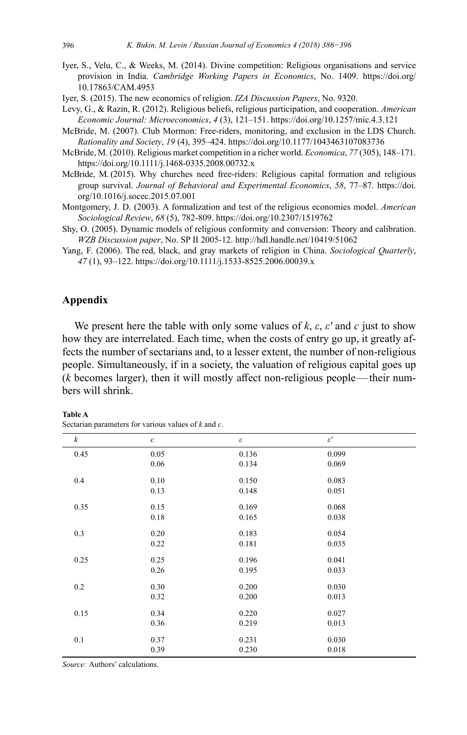Iyer, S., Velu, C., & Weeks, M. (2014). Divine competition: Religious organisations and service provision in India. *Cambridge Working Papers in Economics*, No. 1409. https://doi.org/10.17863/CAM.4953

Iyer, S. (2015). The new economics of religion. *IZA Discussion Papers*, No. 9320.

Levy, G., & Razin, R. (2012). Religious beliefs, religious participation, and cooperation. *American Economic Journal: Microeconomics*, *4* (3), 121–151. https://doi.org/10.1257/mic.4.3.121

McBride, M. (2007). Club Mormon: Free-riders, monitoring, and exclusion in the LDS Church. *Rationality and Society*, *19* (4), 395–424. https://doi.org/10.1177/1043463107083736

McBride, M. (2010). Religious market competition in a richer world. *Economica*, *77* (305), 148–171. https://doi.org/10.1111/j.1468-0335.2008.00732.x

McBride, M. (2015). Why churches need free-riders: Religious capital formation and religious group survival. *Journal of Behavioral and Experimental Economics*, *58*, 77–87. https://doi.org/10.1016/j.socec.2015.07.001

Montgomery, J. D. (2003). A formalization and test of the religious economies model. *American Sociological Review*, *68* (5), 782-809. https://doi.org/10.2307/1519762

Shy, O. (2005). Dynamic models of religious conformity and conversion: Theory and calibration. *WZB Discussion paper*, No. SP II 2005-12. http://hdl.handle.net/10419/51062

Yang, F. (2006). The red, black, and gray markets of religion in China. *Sociological Quarterly*, *47* (1), 93–122. https://doi.org/10.1111/j.1533-8525.2006.00039.x

## Appendix

We present here the table with only some values of $k$, $\varepsilon$, $\varepsilon'$ and $c$ just to show how they are interrelated. Each time, when the costs of entry go up, it greatly affects the number of sectarians and, to a lesser extent, the number of non-religious people. Simultaneously, if in a society, the valuation of religious capital goes up ($k$ becomes larger), then it will mostly affect non-religious people — their numbers will shrink.

**Table A**
Sectarian parameters for various values of $k$ and $c$.

| $k$ | $c$ | $\varepsilon$ | $\varepsilon'$ |
|---|---|---|---|
| 0.45 | 0.05 | 0.136 | 0.099 |
| | 0.06 | 0.134 | 0.069 |
| 0.4 | 0.10 | 0.150 | 0.083 |
| | 0.13 | 0.148 | 0.051 |
| 0.35 | 0.15 | 0.169 | 0.068 |
| | 0.18 | 0.165 | 0.038 |
| 0.3 | 0.20 | 0.183 | 0.054 |
| | 0.22 | 0.181 | 0.035 |
| 0.25 | 0.25 | 0.196 | 0.041 |
| | 0.26 | 0.195 | 0.033 |
| 0.2 | 0.30 | 0.200 | 0.030 |
| | 0.32 | 0.200 | 0.013 |
| 0.15 | 0.34 | 0.220 | 0.027 |
| | 0.36 | 0.219 | 0.013 |
| 0.1 | 0.37 | 0.231 | 0.030 |
| | 0.39 | 0.230 | 0.018 |

*Source:* Authors' calculations.